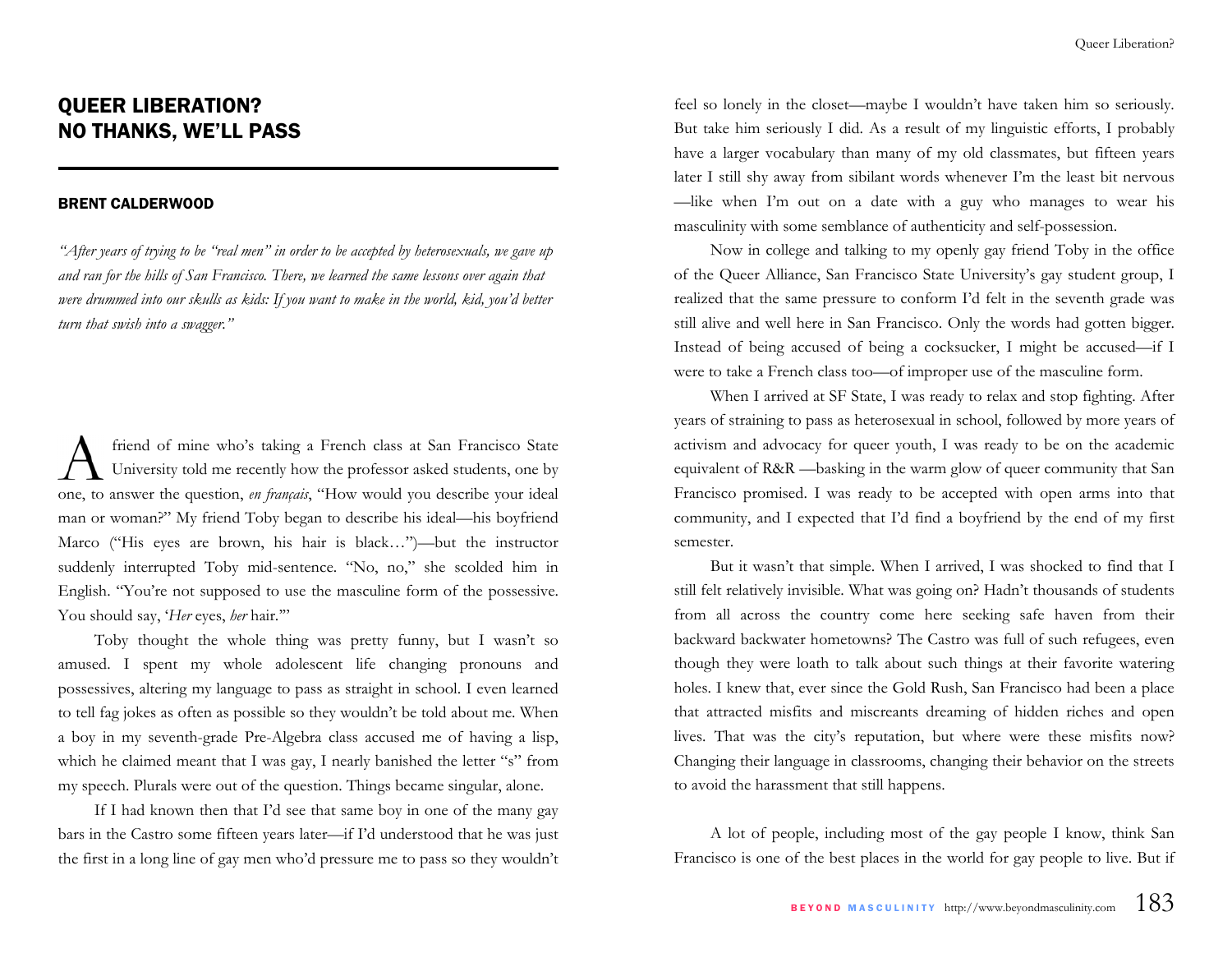# QUEER LIBERATION? NO THANKS, WE'LL PASS

**BRENT CALDERWOOD**

*"After years of trying to be "real men" in order to be accepted by heterosexuals, we gave up and ran for the hills of San Francisco. There, we learned the same lessons over again that were drummed into our skulls as kids: If you want to make in the world, kid, you'd better turn that swish into a swagger."*

A friend of mine who's taking a French class at San Francisco State University told me recently how the professor asked students, one by one, to answer the question, *en français*, "How would you describe your ideal man or woman?" My friend Toby began to describe his ideal—his boyfriend Marco ("His eyes are brown, his hair is black…")—but the instructor suddenly interrupted Toby mid-sentence. "No, no," she scolded him in English. "You're not supposed to use the masculine form of the possessive. You should say, '*Her* eyes, *her* hair.'"

Toby thought the whole thing was pretty funny, but I wasn't so amused. I spent my whole adolescent life changing pronouns and possessives, altering my language to pass as straight in school. I even learned to tell fag jokes as often as possible so they wouldn't be told about me. When a boy in my seventh-grade Pre-Algebra class accused me of having a lisp, which he claimed meant that I was gay, I nearly banished the letter "s" from my speech. Plurals were out of the question. Things became singular, alone.

If I had known then that I'd see that same boy in one of the many gay bars in the Castro some fifteen years later—if I'd understood that he was just the first in a long line of gay men who'd pressure me to pass so they wouldn't feel so lonely in the closet—maybe I wouldn't have taken him so seriously. But take him seriously I did. As a result of my linguistic efforts, I probably have a larger vocabulary than many of my old classmates, but fifteen years later I still shy away from sibilant words whenever I'm the least bit nervous—like when I'm out on a date with a guy who manages to wear his masculinity with some semblance of authenticity and self-possession.

Now in college and talking to my openly gay friend Toby in the office of the Queer Alliance, San Francisco State University's gay student group, I realized that the same pressure to conform I'd felt in the seventh grade was still alive and well here in San Francisco. Only the words had gotten bigger. Instead of being accused of being a cocksucker, I might be accused—if I were to take a French class too—of improper use of the masculine form.

When I arrived at SF State, I was ready to relax and stop fighting. After years of straining to pass as heterosexual in school, followed by more years of activism and advocacy for queer youth, I was ready to be on the academic equivalent of R&R —basking in the warm glow of queer community that San Francisco promised. I was ready to be accepted with open arms into that community, and I expected that I'd find a boyfriend by the end of my first semester.

But it wasn't that simple. When I arrived, I was shocked to find that I still felt relatively invisible. What was going on? Hadn't thousands of students from all across the country come here seeking safe haven from their backward backwater hometowns? The Castro was full of such refugees, even though they were loath to talk about such things at their favorite watering holes. I knew that, ever since the Gold Rush, San Francisco had been a place that attracted misfits and miscreants dreaming of hidden riches and open lives. That was the city's reputation, but where were these misfits now? Changing their language in classrooms, changing their behavior on the streets to avoid the harassment that still happens.

A lot of people, including most of the gay people I know, think San Francisco is one of the best places in the world for gay people to live. But if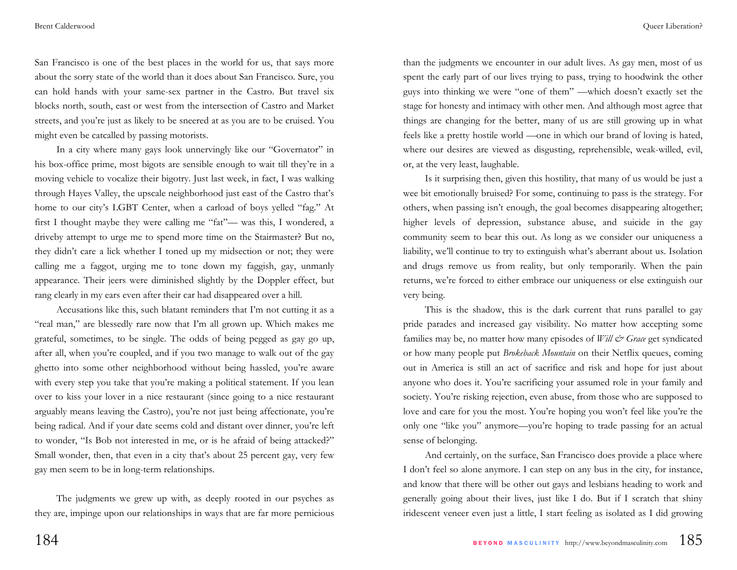San Francisco is one of the best places in the world for us, that says more about the sorry state of the world than it does about San Francisco. Sure, you can hold hands with your same-sex partner in the Castro. But travel six blocks north, south, east or west from the intersection of Castro and Market streets, and you're just as likely to be sneered at as you are to be cruised. You might even be catcalled by passing motorists.

In a city where many gays look unnervingly like our "Governator" in his box-office prime, most bigots are sensible enough to wait till they're in a moving vehicle to vocalize their bigotry. Just last week, in fact, I was walking through Hayes Valley, the upscale neighborhood just east of the Castro that's home to our city's LGBT Center, when a carload of boys yelled "fag." At first I thought maybe they were calling me "fat"— was this, I wondered, a driveby attempt to urge me to spend more time on the Stairmaster? But no, they didn't care a lick whether I toned up my midsection or not; they were calling me a faggot, urging me to tone down my faggish, gay, unmanly appearance. Their jeers were diminished slightly by the Doppler effect, but rang clearly in my ears even after their car had disappeared over a hill.

Accusations like this, such blatant reminders that I'm not cutting it as a "real man," are blessedly rare now that I'm all grown up. Which makes me grateful, sometimes, to be single. The odds of being pegged as gay go up, after all, when you're coupled, and if you two manage to walk out of the gay ghetto into some other neighborhood without being hassled, you're aware with every step you take that you're making a political statement. If you lean over to kiss your lover in a nice restaurant (since going to a nice restaurant arguably means leaving the Castro), you're not just being affectionate, you're being radical. And if your date seems cold and distant over dinner, you're left to wonder, "Is Bob not interested in me, or is he afraid of being attacked?" Small wonder, then, that even in a city that's about 25 percent gay, very few gay men seem to be in long-term relationships.

The judgments we grew up with, as deeply rooted in our psyches as they are, impinge upon our relationships in ways that are far more pernicious than the judgments we encounter in our adult lives. As gay men, most of us spent the early part of our lives trying to pass, trying to hoodwink the other guys into thinking we were "one of them" —which doesn't exactly set the stage for honesty and intimacy with other men. And although most agree that things are changing for the better, many of us are still growing up in what feels like a pretty hostile world —one in which our brand of loving is hated, where our desires are viewed as disgusting, reprehensible, weak-willed, evil, or, at the very least, laughable.

Is it surprising then, given this hostility, that many of us would be just a wee bit emotionally bruised? For some, continuing to pass is the strategy. For others, when passing isn't enough, the goal becomes disappearing altogether; higher levels of depression, substance abuse, and suicide in the gay community seem to bear this out. As long as we consider our uniqueness a liability, we'll continue to try to extinguish what's aberrant about us. Isolation and drugs remove us from reality, but only temporarily. When the pain returns, we're forced to either embrace our uniqueness or else extinguish our very being.

This is the shadow, this is the dark current that runs parallel to gay pride parades and increased gay visibility. No matter how accepting some families may be, no matter how many episodes of *Will & Grace* get syndicated or how many people put *Brokeback Mountain* on their Netflix queues, coming out in America is still an act of sacrifice and risk and hope for just about anyone who does it. You're sacrificing your assumed role in your family and society. You're risking rejection, even abuse, from those who are supposed to love and care for you the most. You're hoping you won't feel like you're the only one "like you" anymore—you're hoping to trade passing for an actual sense of belonging.

And certainly, on the surface, San Francisco does provide a place where I don't feel so alone anymore. I can step on any bus in the city, for instance, and know that there will be other out gays and lesbians heading to work and generally going about their lives, just like I do. But if I scratch that shiny iridescent veneer even just a little, I start feeling as isolated as I did growing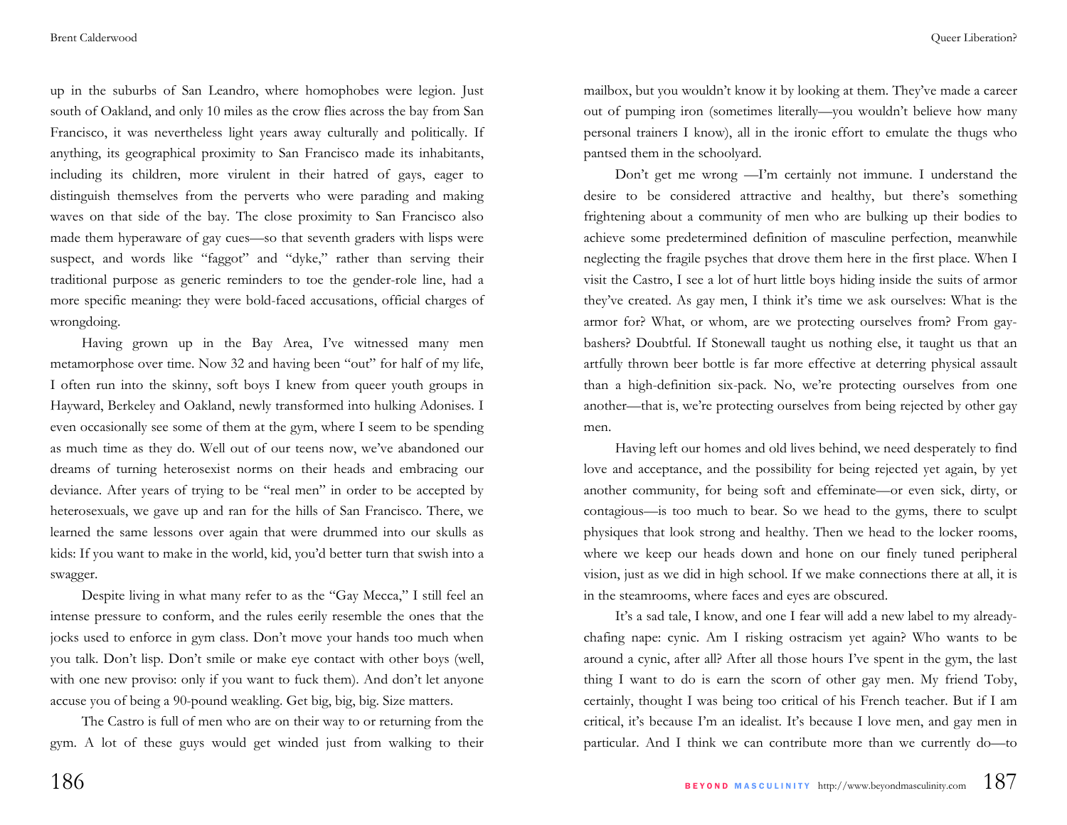up in the suburbs of San Leandro, where homophobes were legion. Just south of Oakland, and only 10 miles as the crow flies across the bay from San Francisco, it was nevertheless light years away culturally and politically. If anything, its geographical proximity to San Francisco made its inhabitants, including its children, more virulent in their hatred of gays, eager to distinguish themselves from the perverts who were parading and making waves on that side of the bay. The close proximity to San Francisco also made them hyperaware of gay cues—so that seventh graders with lisps were suspect, and words like "faggot" and "dyke," rather than serving their traditional purpose as generic reminders to toe the gender-role line, had a more specific meaning: they were bold-faced accusations, official charges of wrongdoing.

Having grown up in the Bay Area, I've witnessed many men metamorphose over time. Now 32 and having been "out" for half of my life, I often run into the skinny, soft boys I knew from queer youth groups in Hayward, Berkeley and Oakland, newly transformed into hulking Adonises. I even occasionally see some of them at the gym, where I seem to be spending as much time as they do. Well out of our teens now, we've abandoned our dreams of turning heterosexist norms on their heads and embracing our deviance. After years of trying to be "real men" in order to be accepted by heterosexuals, we gave up and ran for the hills of San Francisco. There, we learned the same lessons over again that were drummed into our skulls as kids: If you want to make in the world, kid, you'd better turn that swish into a swagger.

Despite living in what many refer to as the "Gay Mecca," I still feel an intense pressure to conform, and the rules eerily resemble the ones that the jocks used to enforce in gym class. Don't move your hands too much when you talk. Don't lisp. Don't smile or make eye contact with other boys (well, with one new proviso: only if you want to fuck them). And don't let anyone accuse you of being a 90-pound weakling. Get big, big, big. Size matters.

The Castro is full of men who are on their way to or returning from the gym. A lot of these guys would get winded just from walking to their mailbox, but you wouldn't know it by looking at them. They've made a career out of pumping iron (sometimes literally—you wouldn't believe how many personal trainers I know), all in the ironic effort to emulate the thugs who pantsed them in the schoolyard.

Don't get me wrong —I'm certainly not immune. I understand the desire to be considered attractive and healthy, but there's something frightening about a community of men who are bulking up their bodies to achieve some predetermined definition of masculine perfection, meanwhile neglecting the fragile psyches that drove them here in the first place. When I visit the Castro, I see a lot of hurt little boys hiding inside the suits of armor they've created. As gay men, I think it's time we ask ourselves: What is the armor for? What, or whom, are we protecting ourselves from? From gay-bashers? Doubtful. If Stonewall taught us nothing else, it taught us that an artfully thrown beer bottle is far more effective at deterring physical assault than a high-definition six-pack. No, we're protecting ourselves from one another—that is, we're protecting ourselves from being rejected by other gay men.

Having left our homes and old lives behind, we need desperately to find love and acceptance, and the possibility for being rejected yet again, by yet another community, for being soft and effeminate—or even sick, dirty, or contagious—is too much to bear. So we head to the gyms, there to sculpt physiques that look strong and healthy. Then we head to the locker rooms, where we keep our heads down and hone on our finely tuned peripheral vision, just as we did in high school. If we make connections there at all, it is in the steamrooms, where faces and eyes are obscured.

It's a sad tale, I know, and one I fear will add a new label to my already-chafing nape: cynic. Am I risking ostracism yet again? Who wants to be around a cynic, after all? After all those hours I've spent in the gym, the last thing I want to do is earn the scorn of other gay men. My friend Toby, certainly, thought I was being too critical of his French teacher. But if I am critical, it's because I'm an idealist. It's because I love men, and gay men in particular. And I think we can contribute more than we currently do—to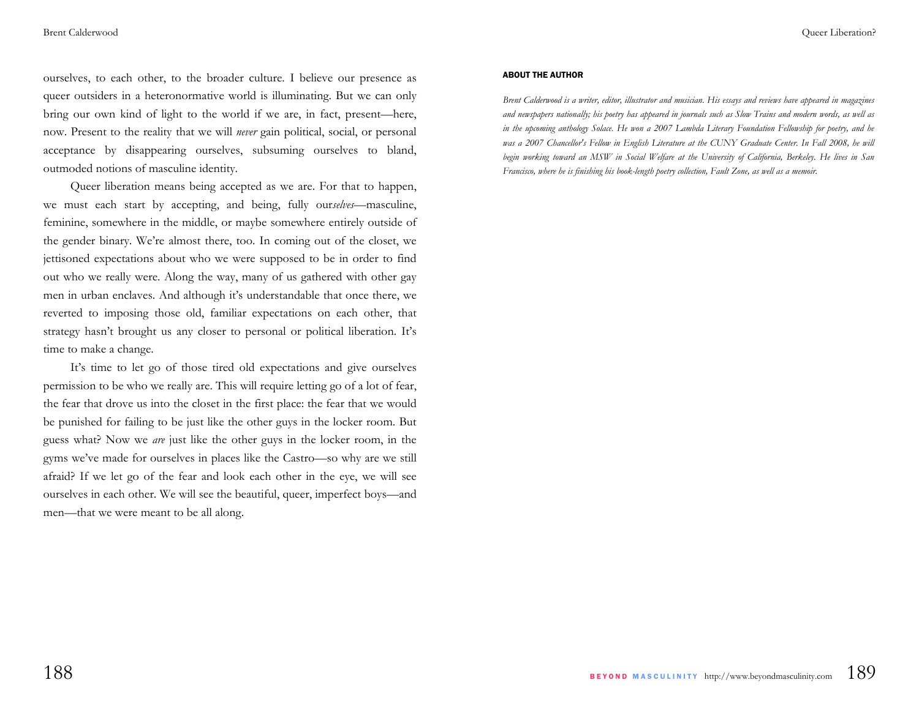ourselves, to each other, to the broader culture. I believe our presence as queer outsiders in a heteronormative world is illuminating. But we can only bring our own kind of light to the world if we are, in fact, present—here, now. Present to the reality that we will *never* gain political, social, or personal acceptance by disappearing ourselves, subsuming ourselves to bland, outmoded notions of masculine identity.

Queer liberation means being accepted as we are. For that to happen, we must each start by accepting, and being, fully our*selves*—masculine, feminine, somewhere in the middle, or maybe somewhere entirely outside of the gender binary. We're almost there, too. In coming out of the closet, we jettisoned expectations about who we were supposed to be in order to find out who we really were. Along the way, many of us gathered with other gay men in urban enclaves. And although it's understandable that once there, we reverted to imposing those old, familiar expectations on each other, that strategy hasn't brought us any closer to personal or political liberation. It's time to make a change.

It's time to let go of those tired old expectations and give ourselves permission to be who we really are. This will require letting go of a lot of fear, the fear that drove us into the closet in the first place: the fear that we would be punished for failing to be just like the other guys in the locker room. But guess what? Now we *are* just like the other guys in the locker room, in the gyms we've made for ourselves in places like the Castro—so why are we still afraid? If we let go of the fear and look each other in the eye, we will see ourselves in each other. We will see the beautiful, queer, imperfect boys—and men—that we were meant to be all along.

#### ABOUT THE AUTHOR

*Brent Calderwood is a writer, editor, illustrator and musician. His essays and reviews have appeared in magazines and newspapers nationally; his poetry has appeared in journals such as Slow Trains and modern words, as well as in the upcoming anthology Solace. He won a 2007 Lambda Literary Foundation Fellowship for poetry, and he was a 2007 Chancellor's Fellow in English Literature at the CUNY Graduate Center. In Fall 2008, he will begin working toward an MSW in Social Welfare at the University of California, Berkeley. He lives in San Francisco, where he is finishing his book-length poetry collection, Fault Zone, as well as a memoir.*